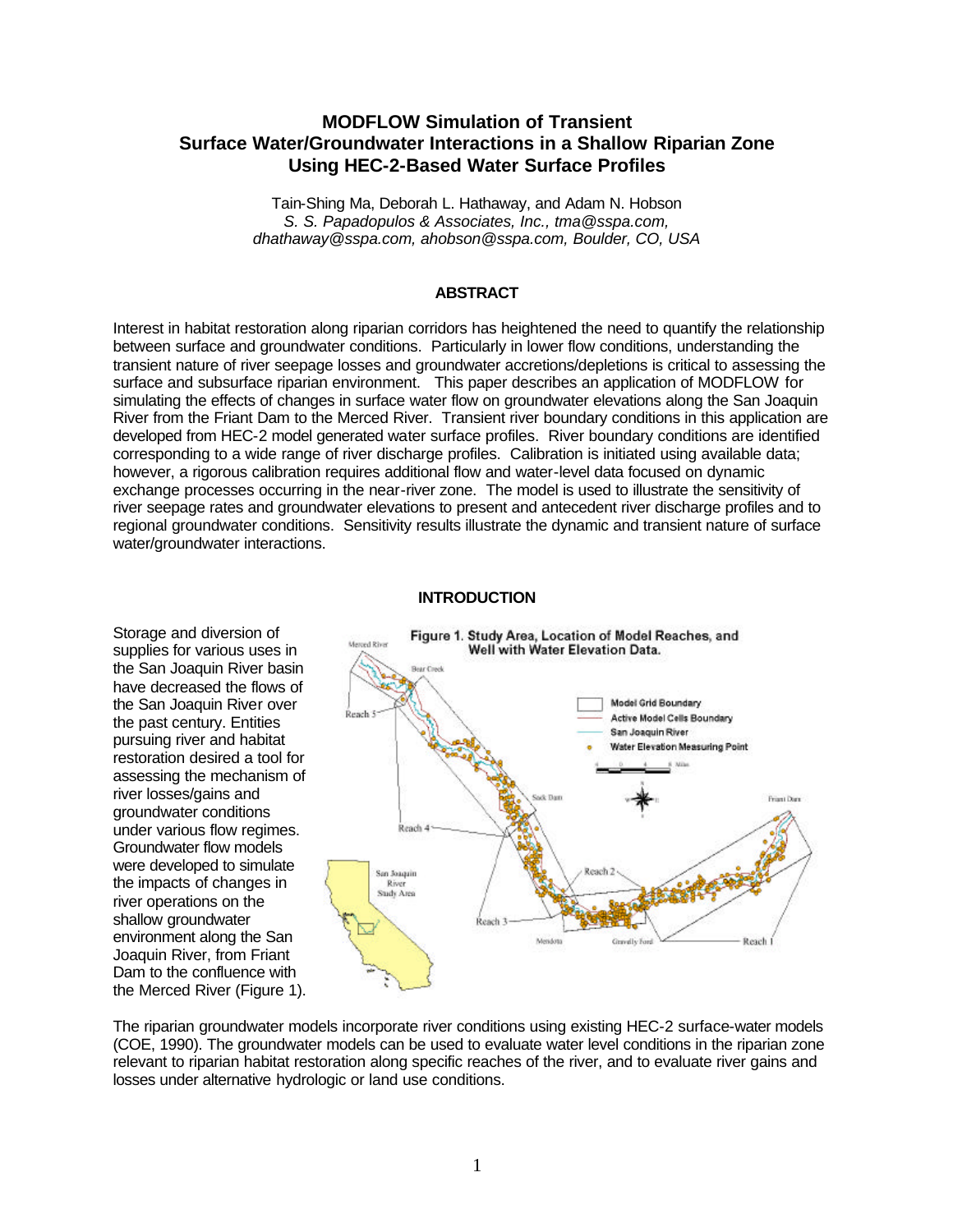# MODFLOW Simulation of Transient Surface Water/Groundwater Interactions in a Shallow Riparian Zone Using HEC-2-Based Water Surface Profiles

Tain-Shing Ma, Deborah L. Hathaway, and Adam N. Hobson
*S. S. Papadopulos & Associates, Inc., tma@sspa.com, dhathaway@sspa.com, ahobson@sspa.com, Boulder, CO, USA*

## ABSTRACT

Interest in habitat restoration along riparian corridors has heightened the need to quantify the relationship between surface and groundwater conditions. Particularly in lower flow conditions, understanding the transient nature of river seepage losses and groundwater accretions/depletions is critical to assessing the surface and subsurface riparian environment. This paper describes an application of MODFLOW for simulating the effects of changes in surface water flow on groundwater elevations along the San Joaquin River from the Friant Dam to the Merced River. Transient river boundary conditions in this application are developed from HEC-2 model generated water surface profiles. River boundary conditions are identified corresponding to a wide range of river discharge profiles. Calibration is initiated using available data; however, a rigorous calibration requires additional flow and water-level data focused on dynamic exchange processes occurring in the near-river zone. The model is used to illustrate the sensitivity of river seepage rates and groundwater elevations to present and antecedent river discharge profiles and to regional groundwater conditions. Sensitivity results illustrate the dynamic and transient nature of surface water/groundwater interactions.

## INTRODUCTION

Storage and diversion of supplies for various uses in the San Joaquin River basin have decreased the flows of the San Joaquin River over the past century. Entities pursuing river and habitat restoration desired a tool for assessing the mechanism of river losses/gains and groundwater conditions under various flow regimes. Groundwater flow models were developed to simulate the impacts of changes in river operations on the shallow groundwater environment along the San Joaquin River, from Friant Dam to the confluence with the Merced River (Figure 1).

**Figure 1. Study Area, Location of Model Reaches, and Well with Water Elevation Data.**

The riparian groundwater models incorporate river conditions using existing HEC-2 surface-water models (COE, 1990). The groundwater models can be used to evaluate water level conditions in the riparian zone relevant to riparian habitat restoration along specific reaches of the river, and to evaluate river gains and losses under alternative hydrologic or land use conditions.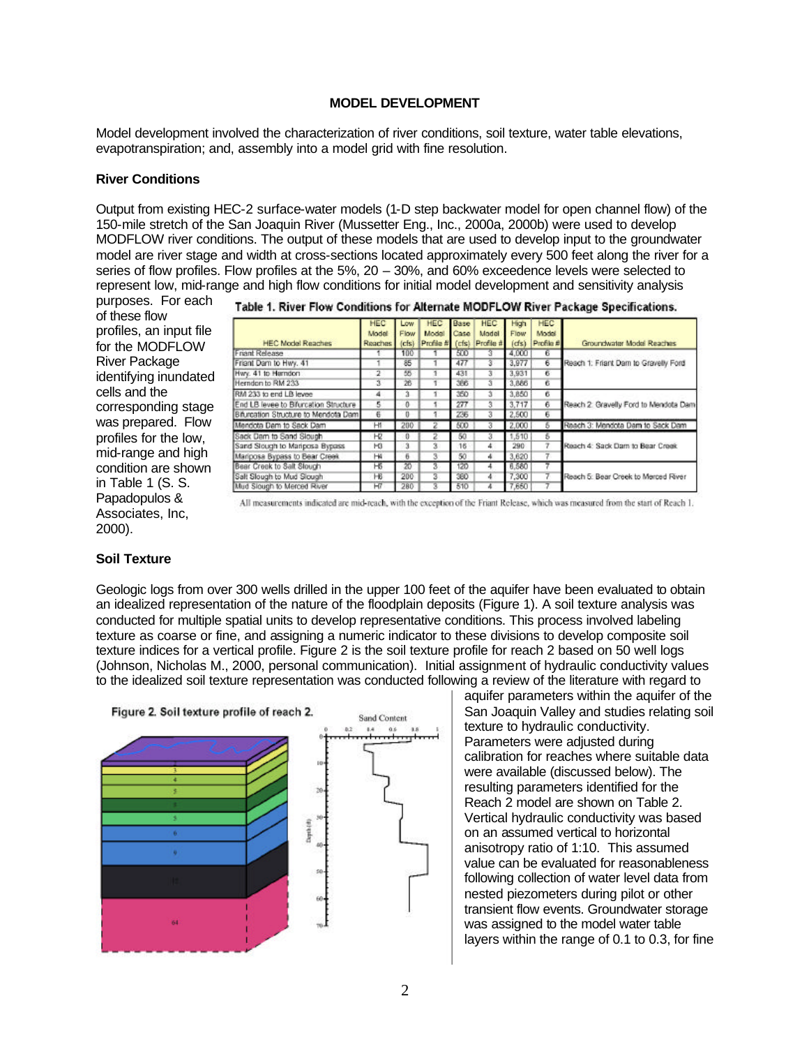## MODEL DEVELOPMENT

Model development involved the characterization of river conditions, soil texture, water table elevations, evapotranspiration; and, assembly into a model grid with fine resolution.

### River Conditions

Output from existing HEC-2 surface-water models (1-D step backwater model for open channel flow) of the 150-mile stretch of the San Joaquin River (Mussetter Eng., Inc., 2000a, 2000b) were used to develop MODFLOW river conditions. The output of these models that are used to develop input to the groundwater model are river stage and width at cross-sections located approximately every 500 feet along the river for a series of flow profiles. Flow profiles at the 5%, 20 – 30%, and 60% exceedence levels were selected to represent low, mid-range and high flow conditions for initial model development and sensitivity analysis purposes. For each of these flow profiles, an input file for the MODFLOW River Package identifying inundated cells and the corresponding stage was prepared. Flow profiles for the low, mid-range and high condition are shown in Table 1 (S. S. Papadopulos & Associates, Inc, 2000).

**Table 1. River Flow Conditions for Alternate MODFLOW River Package Specifications.**

| HEC Model Reaches | HEC Model Reaches | Low Flow (cfs) | HEC Model Profile # | Base Case (cfs) | HEC Model Profile # | High Flow (cfs) | HEC Model Profile # | Groundwater Model Reaches |
|---|---|---|---|---|---|---|---|---|
| Friant Release | 1 | 100 | 1 | 500 | 3 | 4,000 | 6 | Reach 1: Friant Dam to Gravelly Ford |
| Friant Dam to Hwy. 41 | 1 | 85 | 1 | 477 | 3 | 3,977 | 6 | |
| Hwy. 41 to Herndon | 2 | 55 | 1 | 431 | 3 | 3,931 | 6 | |
| Herndon to RM 233 | 3 | 26 | 1 | 386 | 3 | 3,886 | 6 | |
| RM 233 to end LB levee | 4 | 3 | 1 | 350 | 3 | 3,850 | 6 | Reach 2: Gravelly Ford to Mendota Dam |
| End LB levee to Bifurcation Structure | 5 | 0 | 1 | 277 | 3 | 3,717 | 6 | |
| Bifurcation Structure to Mendota Dam | 6 | 0 | 1 | 236 | 3 | 2,500 | 6 | |
| Mendota Dam to Sack Dam | H1 | 200 | 2 | 500 | 3 | 2,000 | 5 | Reach 3: Mendota Dam to Sack Dam |
| Sack Dam to Sand Slough | H2 | 0 | 2 | 50 | 3 | 1,510 | 5 | Reach 4: Sack Dam to Bear Creek |
| Sand Slough to Mariposa Bypass | H3 | 3 | 3 | 16 | 4 | 290 | 7 | |
| Mariposa Bypass to Bear Creek | H4 | 6 | 3 | 50 | 4 | 3,620 | 7 | |
| Bear Creek to Salt Slough | H5 | 20 | 3 | 120 | 4 | 6,580 | 7 | Reach 5: Bear Creek to Merced River |
| Salt Slough to Mud Slough | H6 | 200 | 3 | 380 | 4 | 7,300 | 7 | |
| Mud Slough to Merced River | H7 | 280 | 3 | 510 | 4 | 7,650 | 7 | |

All measurements indicated are mid-reach, with the exception of the Friant Release, which was measured from the start of Reach 1.

### Soil Texture

Geologic logs from over 300 wells drilled in the upper 100 feet of the aquifer have been evaluated to obtain an idealized representation of the nature of the floodplain deposits (Figure 1). A soil texture analysis was conducted for multiple spatial units to develop representative conditions. This process involved labeling texture as coarse or fine, and assigning a numeric indicator to these divisions to develop composite soil texture indices for a vertical profile. Figure 2 is the soil texture profile for reach 2 based on 50 well logs (Johnson, Nicholas M., 2000, personal communication). Initial assignment of hydraulic conductivity values to the idealized soil texture representation was conducted following a review of the literature with regard to aquifer parameters within the aquifer of the San Joaquin Valley and studies relating soil texture to hydraulic conductivity. Parameters were adjusted during calibration for reaches where suitable data were available (discussed below). The resulting parameters identified for the Reach 2 model are shown on Table 2. Vertical hydraulic conductivity was based on an assumed vertical to horizontal anisotropy ratio of 1:10. This assumed value can be evaluated for reasonableness following collection of water level data from nested piezometers during pilot or other transient flow events. Groundwater storage was assigned to the model water table layers within the range of 0.1 to 0.3, for fine

**Figure 2. Soil texture profile of reach 2.**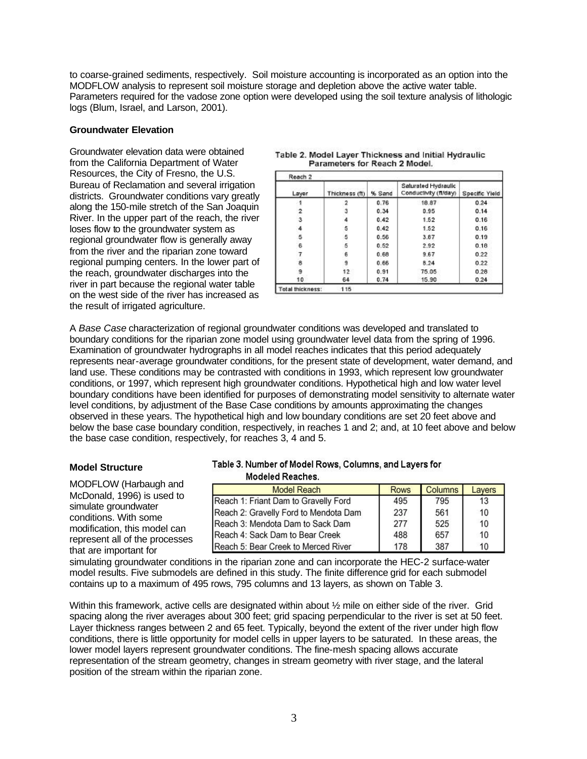to coarse-grained sediments, respectively. Soil moisture accounting is incorporated as an option into the MODFLOW analysis to represent soil moisture storage and depletion above the active water table. Parameters required for the vadose zone option were developed using the soil texture analysis of lithologic logs (Blum, Israel, and Larson, 2001).

**Groundwater Elevation**

Groundwater elevation data were obtained from the California Department of Water Resources, the City of Fresno, the U.S. Bureau of Reclamation and several irrigation districts. Groundwater conditions vary greatly along the 150-mile stretch of the San Joaquin River. In the upper part of the reach, the river loses flow to the groundwater system as regional groundwater flow is generally away from the river and the riparian zone toward regional pumping centers. In the lower part of the reach, groundwater discharges into the river in part because the regional water table on the west side of the river has increased as the result of irrigated agriculture.

Table 2. Model Layer Thickness and Initial Hydraulic Parameters for Reach 2 Model.

| Reach 2 | | | | |
|---|---|---|---|---|
| Layer | Thickness (ft) | % Sand | Saturated Hydraulic Conductivity (ft/day) | Specific Yield |
| 1 | 2 | 0.76 | 18.87 | 0.24 |
| 2 | 3 | 0.34 | 0.95 | 0.14 |
| 3 | 4 | 0.42 | 1.52 | 0.16 |
| 4 | 5 | 0.42 | 1.52 | 0.16 |
| 5 | 5 | 0.56 | 3.87 | 0.19 |
| 6 | 5 | 0.52 | 2.92 | 0.18 |
| 7 | 6 | 0.68 | 9.67 | 0.22 |
| 8 | 9 | 0.66 | 8.24 | 0.22 |
| 9 | 12 | 0.91 | 75.05 | 0.28 |
| 10 | 64 | 0.74 | 15.90 | 0.24 |
| Total thickness: | 115 | | | |

A *Base Case* characterization of regional groundwater conditions was developed and translated to boundary conditions for the riparian zone model using groundwater level data from the spring of 1996. Examination of groundwater hydrographs in all model reaches indicates that this period adequately represents near-average groundwater conditions, for the present state of development, water demand, and land use. These conditions may be contrasted with conditions in 1993, which represent low groundwater conditions, or 1997, which represent high groundwater conditions. Hypothetical high and low water level boundary conditions have been identified for purposes of demonstrating model sensitivity to alternate water level conditions, by adjustment of the Base Case conditions by amounts approximating the changes observed in these years. The hypothetical high and low boundary conditions are set 20 feet above and below the base case boundary condition, respectively, in reaches 1 and 2; and, at 10 feet above and below the base case condition, respectively, for reaches 3, 4 and 5.

**Model Structure**

Table 3. Number of Model Rows, Columns, and Layers for Modeled Reaches.

| Model Reach | Rows | Columns | Layers |
|---|---|---|---|
| Reach 1: Friant Dam to Gravelly Ford | 495 | 795 | 13 |
| Reach 2: Gravelly Ford to Mendota Dam | 237 | 561 | 10 |
| Reach 3: Mendota Dam to Sack Dam | 277 | 525 | 10 |
| Reach 4: Sack Dam to Bear Creek | 488 | 657 | 10 |
| Reach 5: Bear Creek to Merced River | 178 | 387 | 10 |

MODFLOW (Harbaugh and McDonald, 1996) is used to simulate groundwater conditions. With some modification, this model can represent all of the processes that are important for simulating groundwater conditions in the riparian zone and can incorporate the HEC-2 surface-water model results. Five submodels are defined in this study. The finite difference grid for each submodel contains up to a maximum of 495 rows, 795 columns and 13 layers, as shown on Table 3.

Within this framework, active cells are designated within about ½ mile on either side of the river. Grid spacing along the river averages about 300 feet; grid spacing perpendicular to the river is set at 50 feet. Layer thickness ranges between 2 and 65 feet. Typically, beyond the extent of the river under high flow conditions, there is little opportunity for model cells in upper layers to be saturated. In these areas, the lower model layers represent groundwater conditions. The fine-mesh spacing allows accurate representation of the stream geometry, changes in stream geometry with river stage, and the lateral position of the stream within the riparian zone.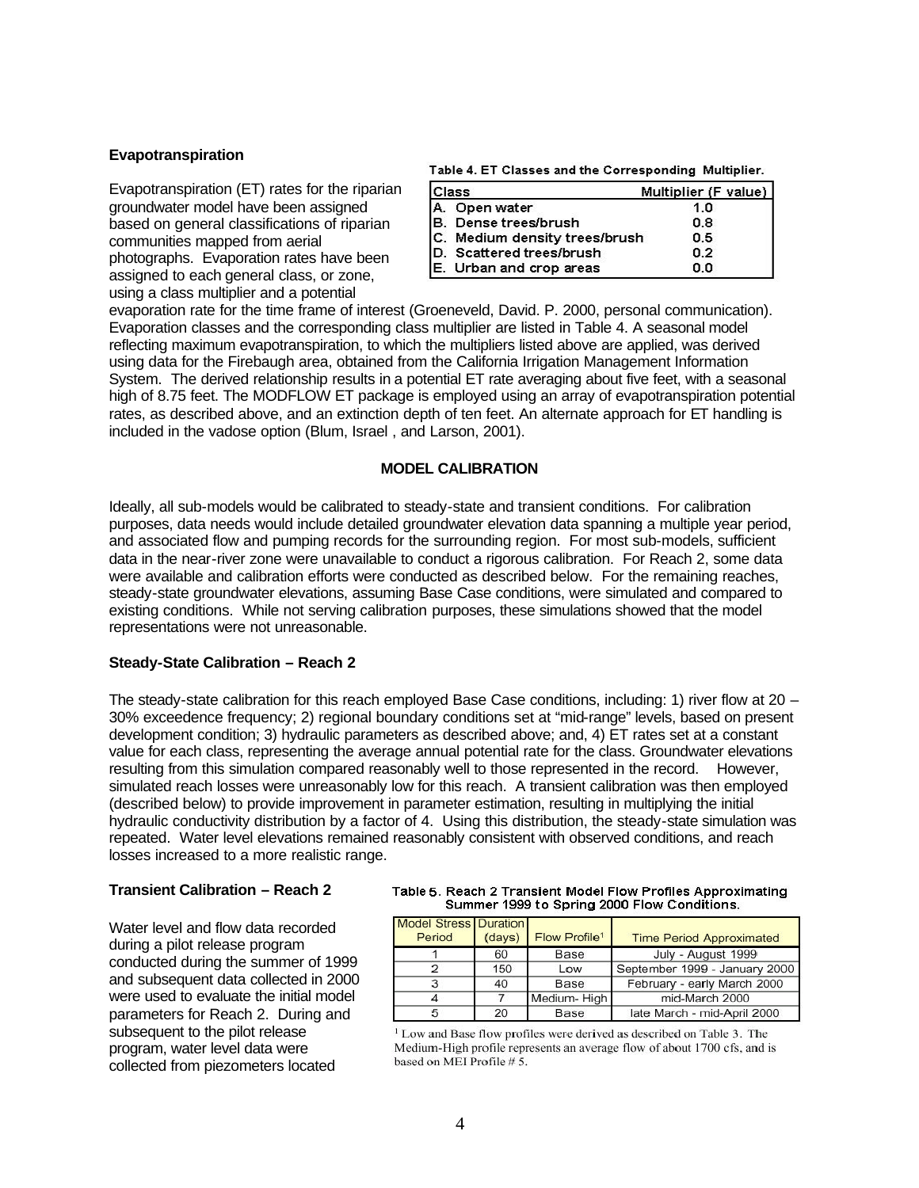### Evapotranspiration

Evapotranspiration (ET) rates for the riparian groundwater model have been assigned based on general classifications of riparian communities mapped from aerial photographs. Evaporation rates have been assigned to each general class, or zone, using a class multiplier and a potential evaporation rate for the time frame of interest (Groeneveld, David. P. 2000, personal communication). Evaporation classes and the corresponding class multiplier are listed in Table 4. A seasonal model reflecting maximum evapotranspiration, to which the multipliers listed above are applied, was derived using data for the Firebaugh area, obtained from the California Irrigation Management Information System. The derived relationship results in a potential ET rate averaging about five feet, with a seasonal high of 8.75 feet. The MODFLOW ET package is employed using an array of evapotranspiration potential rates, as described above, and an extinction depth of ten feet. An alternate approach for ET handling is included in the vadose option (Blum, Israel , and Larson, 2001).

**Table 4. ET Classes and the Corresponding Multiplier.**

| Class | Multiplier (F value) |
|---|---|
| A. Open water | 1.0 |
| B. Dense trees/brush | 0.8 |
| C. Medium density trees/brush | 0.5 |
| D. Scattered trees/brush | 0.2 |
| E. Urban and crop areas | 0.0 |

## MODEL CALIBRATION

Ideally, all sub-models would be calibrated to steady-state and transient conditions. For calibration purposes, data needs would include detailed groundwater elevation data spanning a multiple year period, and associated flow and pumping records for the surrounding region. For most sub-models, sufficient data in the near-river zone were unavailable to conduct a rigorous calibration. For Reach 2, some data were available and calibration efforts were conducted as described below. For the remaining reaches, steady-state groundwater elevations, assuming Base Case conditions, were simulated and compared to existing conditions. While not serving calibration purposes, these simulations showed that the model representations were not unreasonable.

### Steady-State Calibration – Reach 2

The steady-state calibration for this reach employed Base Case conditions, including: 1) river flow at 20 – 30% exceedence frequency; 2) regional boundary conditions set at "mid-range" levels, based on present development condition; 3) hydraulic parameters as described above; and, 4) ET rates set at a constant value for each class, representing the average annual potential rate for the class. Groundwater elevations resulting from this simulation compared reasonably well to those represented in the record. However, simulated reach losses were unreasonably low for this reach. A transient calibration was then employed (described below) to provide improvement in parameter estimation, resulting in multiplying the initial hydraulic conductivity distribution by a factor of 4. Using this distribution, the steady-state simulation was repeated. Water level elevations remained reasonably consistent with observed conditions, and reach losses increased to a more realistic range.

### Transient Calibration – Reach 2

Water level and flow data recorded during a pilot release program conducted during the summer of 1999 and subsequent data collected in 2000 were used to evaluate the initial model parameters for Reach 2. During and subsequent to the pilot release program, water level data were collected from piezometers located

**Table 5. Reach 2 Transient Model Flow Profiles Approximating Summer 1999 to Spring 2000 Flow Conditions.**

| Model Stress Period | Duration (days) | Flow Profile[1] | Time Period Approximated |
|---|---|---|---|
| 1 | 60 | Base | July - August 1999 |
| 2 | 150 | Low | September 1999 - January 2000 |
| 3 | 40 | Base | February - early March 2000 |
| 4 | 7 | Medium- High | mid-March 2000 |
| 5 | 20 | Base | late March - mid-April 2000 |

[1] Low and Base flow profiles were derived as described on Table 3. The Medium-High profile represents an average flow of about 1700 cfs, and is based on MEI Profile # 5.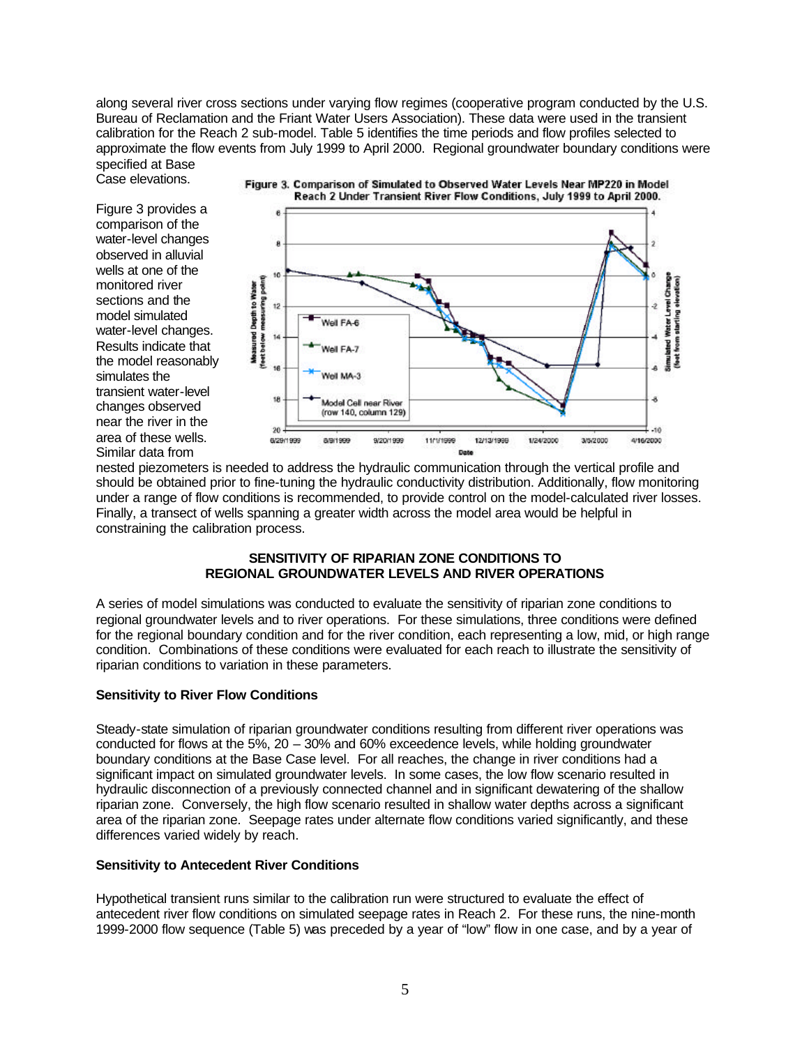along several river cross sections under varying flow regimes (cooperative program conducted by the U.S. Bureau of Reclamation and the Friant Water Users Association). These data were used in the transient calibration for the Reach 2 sub-model. Table 5 identifies the time periods and flow profiles selected to approximate the flow events from July 1999 to April 2000. Regional groundwater boundary conditions were specified at Base Case elevations.

Figure 3. Comparison of Simulated to Observed Water Levels Near MP220 in Model Reach 2 Under Transient River Flow Conditions, July 1999 to April 2000.

Figure 3 provides a comparison of the water-level changes observed in alluvial wells at one of the monitored river sections and the model simulated water-level changes. Results indicate that the model reasonably simulates the transient water-level changes observed near the river in the area of these wells. Similar data from nested piezometers is needed to address the hydraulic communication through the vertical profile and should be obtained prior to fine-tuning the hydraulic conductivity distribution. Additionally, flow monitoring under a range of flow conditions is recommended, to provide control on the model-calculated river losses. Finally, a transect of wells spanning a greater width across the model area would be helpful in constraining the calibration process.

## SENSITIVITY OF RIPARIAN ZONE CONDITIONS TO REGIONAL GROUNDWATER LEVELS AND RIVER OPERATIONS

A series of model simulations was conducted to evaluate the sensitivity of riparian zone conditions to regional groundwater levels and to river operations. For these simulations, three conditions were defined for the regional boundary condition and for the river condition, each representing a low, mid, or high range condition. Combinations of these conditions were evaluated for each reach to illustrate the sensitivity of riparian conditions to variation in these parameters.

### Sensitivity to River Flow Conditions

Steady-state simulation of riparian groundwater conditions resulting from different river operations was conducted for flows at the 5%, 20 – 30% and 60% exceedence levels, while holding groundwater boundary conditions at the Base Case level. For all reaches, the change in river conditions had a significant impact on simulated groundwater levels. In some cases, the low flow scenario resulted in hydraulic disconnection of a previously connected channel and in significant dewatering of the shallow riparian zone. Conversely, the high flow scenario resulted in shallow water depths across a significant area of the riparian zone. Seepage rates under alternate flow conditions varied significantly, and these differences varied widely by reach.

### Sensitivity to Antecedent River Conditions

Hypothetical transient runs similar to the calibration run were structured to evaluate the effect of antecedent river flow conditions on simulated seepage rates in Reach 2. For these runs, the nine-month 1999-2000 flow sequence (Table 5) was preceded by a year of "low" flow in one case, and by a year of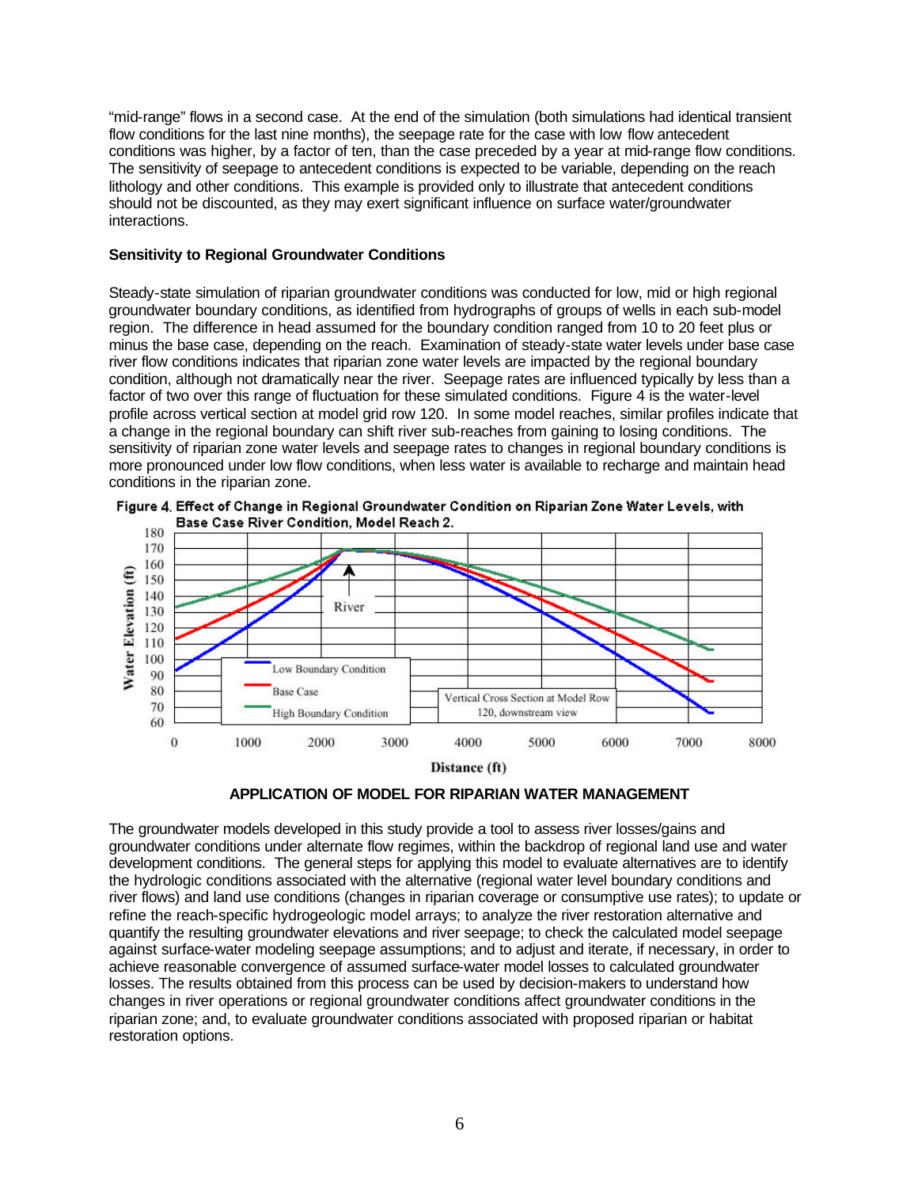"mid-range" flows in a second case. At the end of the simulation (both simulations had identical transient flow conditions for the last nine months), the seepage rate for the case with low flow antecedent conditions was higher, by a factor of ten, than the case preceded by a year at mid-range flow conditions. The sensitivity of seepage to antecedent conditions is expected to be variable, depending on the reach lithology and other conditions. This example is provided only to illustrate that antecedent conditions should not be discounted, as they may exert significant influence on surface water/groundwater interactions.

**Sensitivity to Regional Groundwater Conditions**

Steady-state simulation of riparian groundwater conditions was conducted for low, mid or high regional groundwater boundary conditions, as identified from hydrographs of groups of wells in each sub-model region. The difference in head assumed for the boundary condition ranged from 10 to 20 feet plus or minus the base case, depending on the reach. Examination of steady-state water levels under base case river flow conditions indicates that riparian zone water levels are impacted by the regional boundary condition, although not dramatically near the river. Seepage rates are influenced typically by less than a factor of two over this range of fluctuation for these simulated conditions. Figure 4 is the water-level profile across vertical section at model grid row 120. In some model reaches, similar profiles indicate that a change in the regional boundary can shift river sub-reaches from gaining to losing conditions. The sensitivity of riparian zone water levels and seepage rates to changes in regional boundary conditions is more pronounced under low flow conditions, when less water is available to recharge and maintain head conditions in the riparian zone.

**Figure 4. Effect of Change in Regional Groundwater Condition on Riparian Zone Water Levels, with Base Case River Condition, Model Reach 2.**

## APPLICATION OF MODEL FOR RIPARIAN WATER MANAGEMENT

The groundwater models developed in this study provide a tool to assess river losses/gains and groundwater conditions under alternate flow regimes, within the backdrop of regional land use and water development conditions. The general steps for applying this model to evaluate alternatives are to identify the hydrologic conditions associated with the alternative (regional water level boundary conditions and river flows) and land use conditions (changes in riparian coverage or consumptive use rates); to update or refine the reach-specific hydrogeologic model arrays; to analyze the river restoration alternative and quantify the resulting groundwater elevations and river seepage; to check the calculated model seepage against surface-water modeling seepage assumptions; and to adjust and iterate, if necessary, in order to achieve reasonable convergence of assumed surface-water model losses to calculated groundwater losses. The results obtained from this process can be used by decision-makers to understand how changes in river operations or regional groundwater conditions affect groundwater conditions in the riparian zone; and, to evaluate groundwater conditions associated with proposed riparian or habitat restoration options.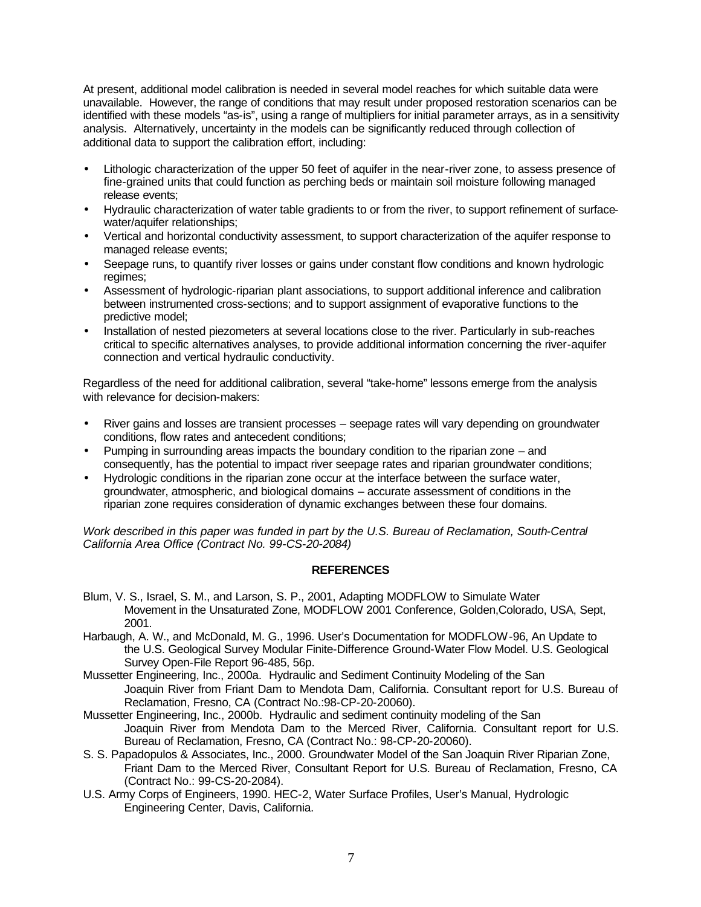At present, additional model calibration is needed in several model reaches for which suitable data were unavailable. However, the range of conditions that may result under proposed restoration scenarios can be identified with these models "as-is", using a range of multipliers for initial parameter arrays, as in a sensitivity analysis. Alternatively, uncertainty in the models can be significantly reduced through collection of additional data to support the calibration effort, including:

- Lithologic characterization of the upper 50 feet of aquifer in the near-river zone, to assess presence of fine-grained units that could function as perching beds or maintain soil moisture following managed release events;
- Hydraulic characterization of water table gradients to or from the river, to support refinement of surface-water/aquifer relationships;
- Vertical and horizontal conductivity assessment, to support characterization of the aquifer response to managed release events;
- Seepage runs, to quantify river losses or gains under constant flow conditions and known hydrologic regimes;
- Assessment of hydrologic-riparian plant associations, to support additional inference and calibration between instrumented cross-sections; and to support assignment of evaporative functions to the predictive model;
- Installation of nested piezometers at several locations close to the river. Particularly in sub-reaches critical to specific alternatives analyses, to provide additional information concerning the river-aquifer connection and vertical hydraulic conductivity.

Regardless of the need for additional calibration, several "take-home" lessons emerge from the analysis with relevance for decision-makers:

- River gains and losses are transient processes – seepage rates will vary depending on groundwater conditions, flow rates and antecedent conditions;
- Pumping in surrounding areas impacts the boundary condition to the riparian zone – and consequently, has the potential to impact river seepage rates and riparian groundwater conditions;
- Hydrologic conditions in the riparian zone occur at the interface between the surface water, groundwater, atmospheric, and biological domains – accurate assessment of conditions in the riparian zone requires consideration of dynamic exchanges between these four domains.

*Work described in this paper was funded in part by the U.S. Bureau of Reclamation, South-Central California Area Office (Contract No. 99-CS-20-2084)*

## REFERENCES

Blum, V. S., Israel, S. M., and Larson, S. P., 2001, Adapting MODFLOW to Simulate Water Movement in the Unsaturated Zone, MODFLOW 2001 Conference, Golden,Colorado, USA, Sept, 2001.

Harbaugh, A. W., and McDonald, M. G., 1996. User's Documentation for MODFLOW-96, An Update to the U.S. Geological Survey Modular Finite-Difference Ground-Water Flow Model. U.S. Geological Survey Open-File Report 96-485, 56p.

Mussetter Engineering, Inc., 2000a. Hydraulic and Sediment Continuity Modeling of the San Joaquin River from Friant Dam to Mendota Dam, California. Consultant report for U.S. Bureau of Reclamation, Fresno, CA (Contract No.:98-CP-20-20060).

Mussetter Engineering, Inc., 2000b. Hydraulic and sediment continuity modeling of the San Joaquin River from Mendota Dam to the Merced River, California. Consultant report for U.S. Bureau of Reclamation, Fresno, CA (Contract No.: 98-CP-20-20060).

S. S. Papadopulos & Associates, Inc., 2000. Groundwater Model of the San Joaquin River Riparian Zone, Friant Dam to the Merced River, Consultant Report for U.S. Bureau of Reclamation, Fresno, CA (Contract No.: 99-CS-20-2084).

U.S. Army Corps of Engineers, 1990. HEC-2, Water Surface Profiles, User's Manual, Hydrologic Engineering Center, Davis, California.